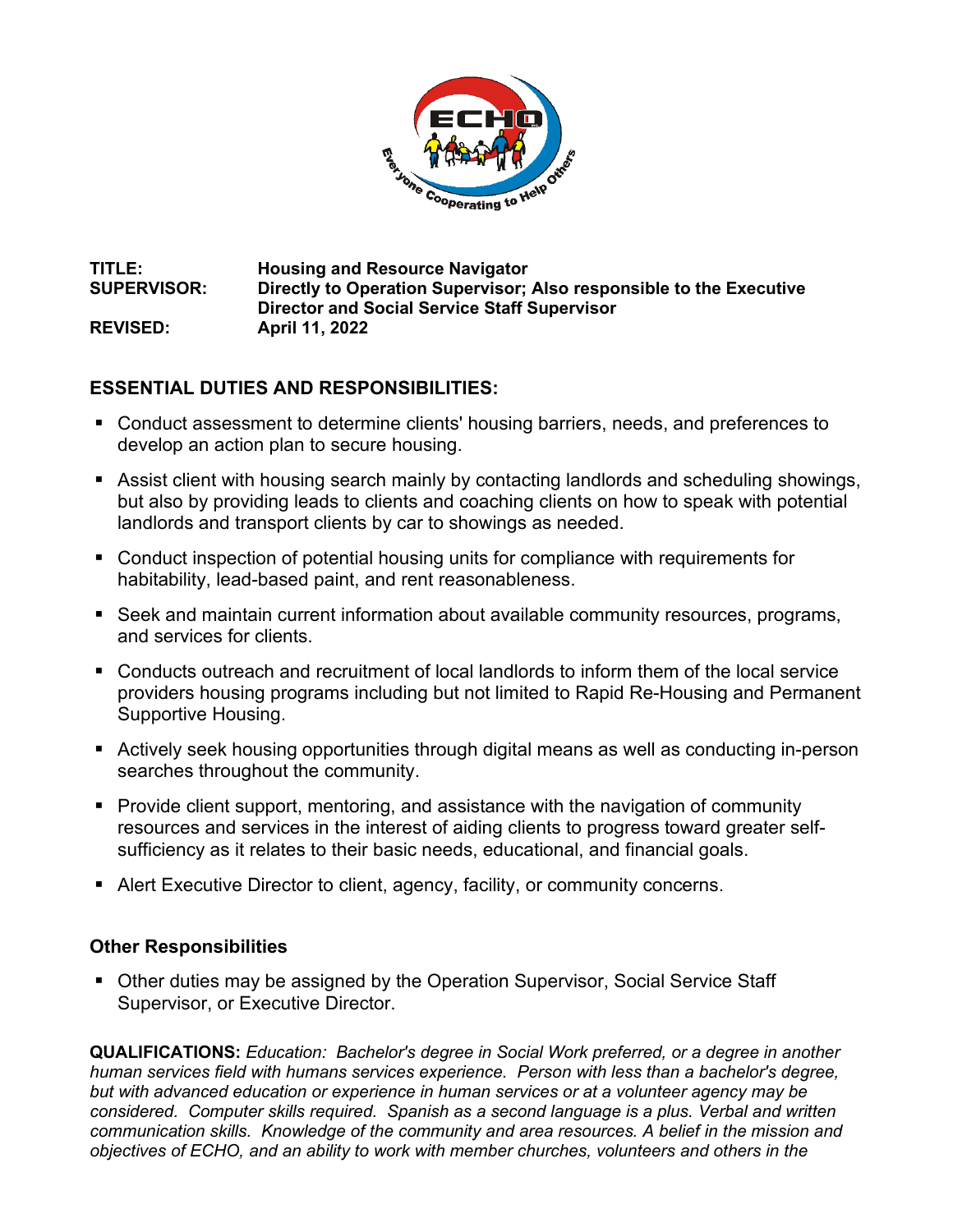**TITLE:** Housing and Resource Navigator

**SUPERVISOR:** Directly to Operation Supervisor; Also responsible to the Executive Director and Social Service Staff Supervisor

**REVISED:** April 11, 2022

## ESSENTIAL DUTIES AND RESPONSIBILITIES:

- Conduct assessment to determine clients' housing barriers, needs, and preferences to develop an action plan to secure housing.
- Assist client with housing search mainly by contacting landlords and scheduling showings, but also by providing leads to clients and coaching clients on how to speak with potential landlords and transport clients by car to showings as needed.
- Conduct inspection of potential housing units for compliance with requirements for habitability, lead-based paint, and rent reasonableness.
- Seek and maintain current information about available community resources, programs, and services for clients.
- Conducts outreach and recruitment of local landlords to inform them of the local service providers housing programs including but not limited to Rapid Re-Housing and Permanent Supportive Housing.
- Actively seek housing opportunities through digital means as well as conducting in-person searches throughout the community.
- Provide client support, mentoring, and assistance with the navigation of community resources and services in the interest of aiding clients to progress toward greater self-sufficiency as it relates to their basic needs, educational, and financial goals.
- Alert Executive Director to client, agency, facility, or community concerns.

### Other Responsibilities

- Other duties may be assigned by the Operation Supervisor, Social Service Staff Supervisor, or Executive Director.

**QUALIFICATIONS:** *Education: Bachelor's degree in Social Work preferred, or a degree in another human services field with humans services experience. Person with less than a bachelor's degree, but with advanced education or experience in human services or at a volunteer agency may be considered. Computer skills required. Spanish as a second language is a plus. Verbal and written communication skills. Knowledge of the community and area resources. A belief in the mission and objectives of ECHO, and an ability to work with member churches, volunteers and others in the*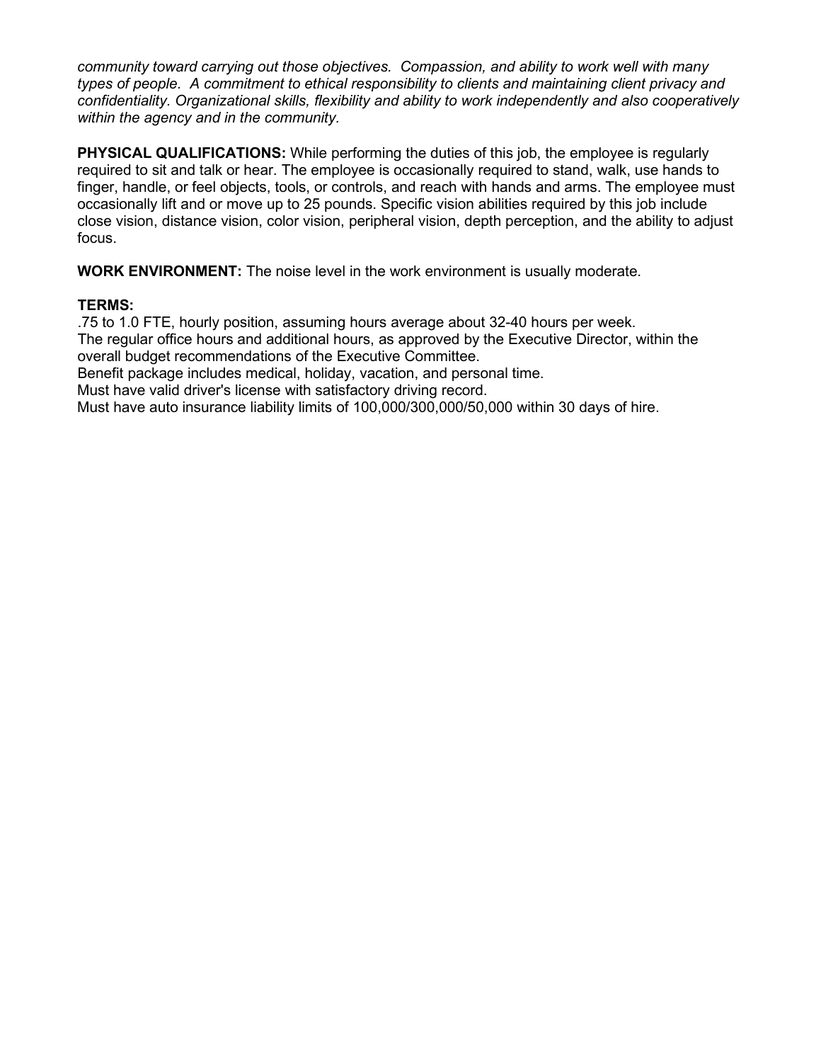*community toward carrying out those objectives. Compassion, and ability to work well with many types of people. A commitment to ethical responsibility to clients and maintaining client privacy and confidentiality. Organizational skills, flexibility and ability to work independently and also cooperatively within the agency and in the community.*

**PHYSICAL QUALIFICATIONS:** While performing the duties of this job, the employee is regularly required to sit and talk or hear. The employee is occasionally required to stand, walk, use hands to finger, handle, or feel objects, tools, or controls, and reach with hands and arms. The employee must occasionally lift and or move up to 25 pounds. Specific vision abilities required by this job include close vision, distance vision, color vision, peripheral vision, depth perception, and the ability to adjust focus.

**WORK ENVIRONMENT:** The noise level in the work environment is usually moderate.

**TERMS:**

.75 to 1.0 FTE, hourly position, assuming hours average about 32-40 hours per week.

The regular office hours and additional hours, as approved by the Executive Director, within the overall budget recommendations of the Executive Committee.

Benefit package includes medical, holiday, vacation, and personal time.

Must have valid driver's license with satisfactory driving record.

Must have auto insurance liability limits of 100,000/300,000/50,000 within 30 days of hire.